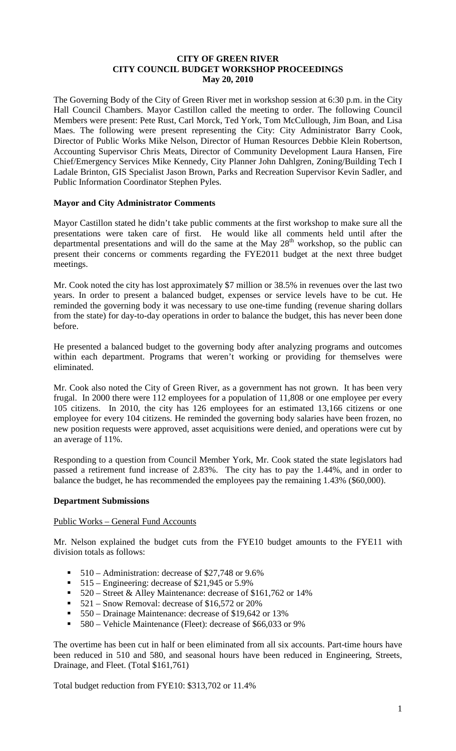# CITY OF GREEN RIVER
## CITY COUNCIL BUDGET WORKSHOP PROCEEDINGS
### May 20, 2010

The Governing Body of the City of Green River met in workshop session at 6:30 p.m. in the City Hall Council Chambers. Mayor Castillon called the meeting to order. The following Council Members were present: Pete Rust, Carl Morck, Ted York, Tom McCullough, Jim Boan, and Lisa Maes. The following were present representing the City: City Administrator Barry Cook, Director of Public Works Mike Nelson, Director of Human Resources Debbie Klein Robertson, Accounting Supervisor Chris Meats, Director of Community Development Laura Hansen, Fire Chief/Emergency Services Mike Kennedy, City Planner John Dahlgren, Zoning/Building Tech I Ladale Brinton, GIS Specialist Jason Brown, Parks and Recreation Supervisor Kevin Sadler, and Public Information Coordinator Stephen Pyles.

**Mayor and City Administrator Comments**

Mayor Castillon stated he didn't take public comments at the first workshop to make sure all the presentations were taken care of first. He would like all comments held until after the departmental presentations and will do the same at the May 28th workshop, so the public can present their concerns or comments regarding the FYE2011 budget at the next three budget meetings.

Mr. Cook noted the city has lost approximately $7 million or 38.5% in revenues over the last two years. In order to present a balanced budget, expenses or service levels have to be cut. He reminded the governing body it was necessary to use one-time funding (revenue sharing dollars from the state) for day-to-day operations in order to balance the budget, this has never been done before.

He presented a balanced budget to the governing body after analyzing programs and outcomes within each department. Programs that weren't working or providing for themselves were eliminated.

Mr. Cook also noted the City of Green River, as a government has not grown. It has been very frugal. In 2000 there were 112 employees for a population of 11,808 or one employee per every 105 citizens. In 2010, the city has 126 employees for an estimated 13,166 citizens or one employee for every 104 citizens. He reminded the governing body salaries have been frozen, no new position requests were approved, asset acquisitions were denied, and operations were cut by an average of 11%.

Responding to a question from Council Member York, Mr. Cook stated the state legislators had passed a retirement fund increase of 2.83%. The city has to pay the 1.44%, and in order to balance the budget, he has recommended the employees pay the remaining 1.43% ($60,000).

**Department Submissions**

Public Works – General Fund Accounts

Mr. Nelson explained the budget cuts from the FYE10 budget amounts to the FYE11 with division totals as follows:

- 510 – Administration: decrease of $27,748 or 9.6%
- 515 – Engineering: decrease of $21,945 or 5.9%
- 520 – Street & Alley Maintenance: decrease of $161,762 or 14%
- 521 – Snow Removal: decrease of $16,572 or 20%
- 550 – Drainage Maintenance: decrease of $19,642 or 13%
- 580 – Vehicle Maintenance (Fleet): decrease of $66,033 or 9%

The overtime has been cut in half or been eliminated from all six accounts. Part-time hours have been reduced in 510 and 580, and seasonal hours have been reduced in Engineering, Streets, Drainage, and Fleet. (Total $161,761)

Total budget reduction from FYE10: $313,702 or 11.4%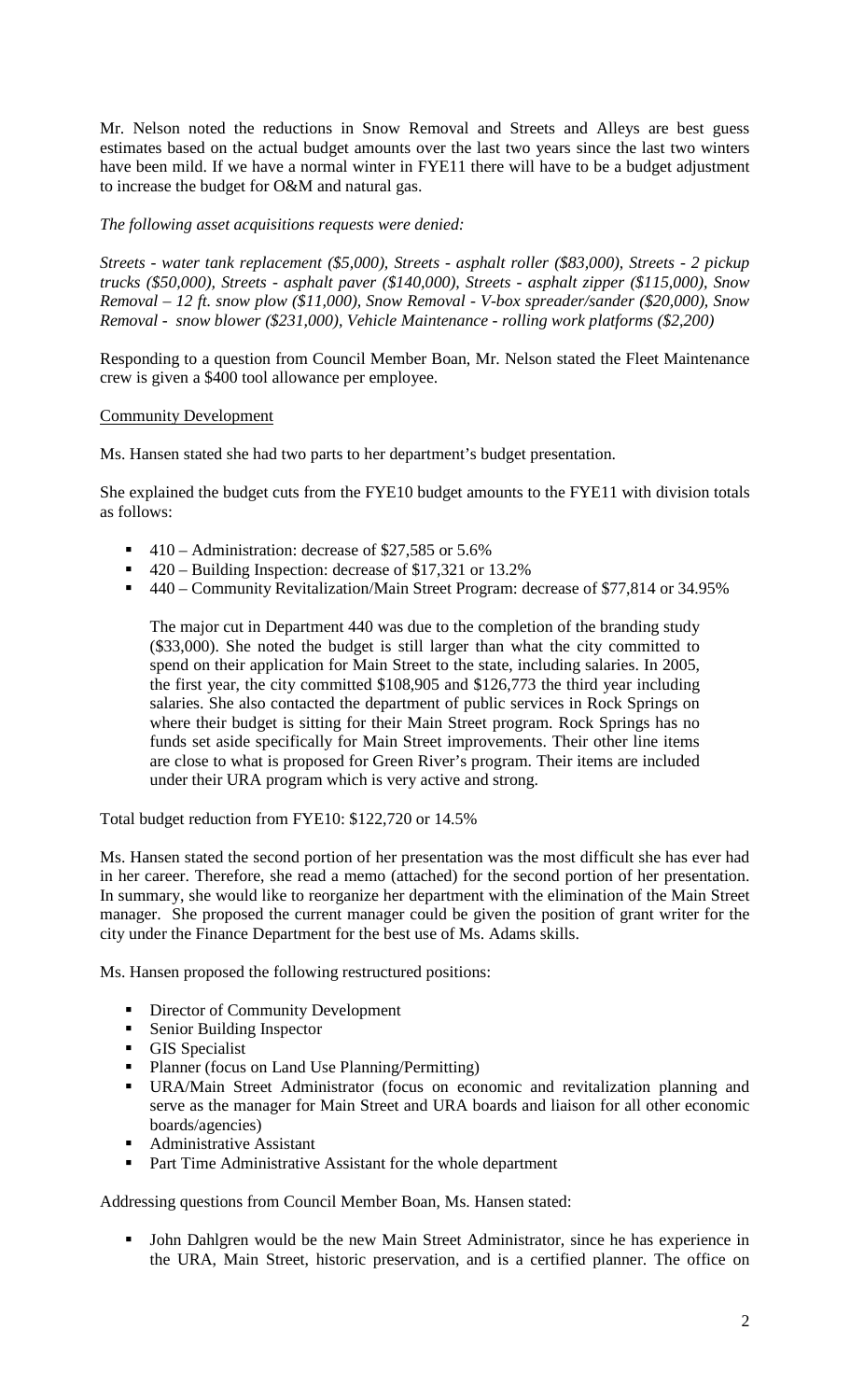Mr. Nelson noted the reductions in Snow Removal and Streets and Alleys are best guess estimates based on the actual budget amounts over the last two years since the last two winters have been mild. If we have a normal winter in FYE11 there will have to be a budget adjustment to increase the budget for O&M and natural gas.

*The following asset acquisitions requests were denied:*

*Streets - water tank replacement ($5,000), Streets - asphalt roller ($83,000), Streets - 2 pickup trucks ($50,000), Streets - asphalt paver ($140,000), Streets - asphalt zipper ($115,000), Snow Removal – 12 ft. snow plow ($11,000), Snow Removal - V-box spreader/sander ($20,000), Snow Removal - snow blower ($231,000), Vehicle Maintenance - rolling work platforms ($2,200)*

Responding to a question from Council Member Boan, Mr. Nelson stated the Fleet Maintenance crew is given a $400 tool allowance per employee.

Community Development

Ms. Hansen stated she had two parts to her department's budget presentation.

She explained the budget cuts from the FYE10 budget amounts to the FYE11 with division totals as follows:

- 410 – Administration: decrease of $27,585 or 5.6%
- 420 – Building Inspection: decrease of $17,321 or 13.2%
- 440 – Community Revitalization/Main Street Program: decrease of $77,814 or 34.95%

  The major cut in Department 440 was due to the completion of the branding study ($33,000). She noted the budget is still larger than what the city committed to spend on their application for Main Street to the state, including salaries. In 2005, the first year, the city committed $108,905 and $126,773 the third year including salaries. She also contacted the department of public services in Rock Springs on where their budget is sitting for their Main Street program. Rock Springs has no funds set aside specifically for Main Street improvements. Their other line items are close to what is proposed for Green River's program. Their items are included under their URA program which is very active and strong.

Total budget reduction from FYE10: $122,720 or 14.5%

Ms. Hansen stated the second portion of her presentation was the most difficult she has ever had in her career. Therefore, she read a memo (attached) for the second portion of her presentation. In summary, she would like to reorganize her department with the elimination of the Main Street manager. She proposed the current manager could be given the position of grant writer for the city under the Finance Department for the best use of Ms. Adams skills.

Ms. Hansen proposed the following restructured positions:

- Director of Community Development
- Senior Building Inspector
- GIS Specialist
- Planner (focus on Land Use Planning/Permitting)
- URA/Main Street Administrator (focus on economic and revitalization planning and serve as the manager for Main Street and URA boards and liaison for all other economic boards/agencies)
- Administrative Assistant
- Part Time Administrative Assistant for the whole department

Addressing questions from Council Member Boan, Ms. Hansen stated:

- John Dahlgren would be the new Main Street Administrator, since he has experience in the URA, Main Street, historic preservation, and is a certified planner. The office on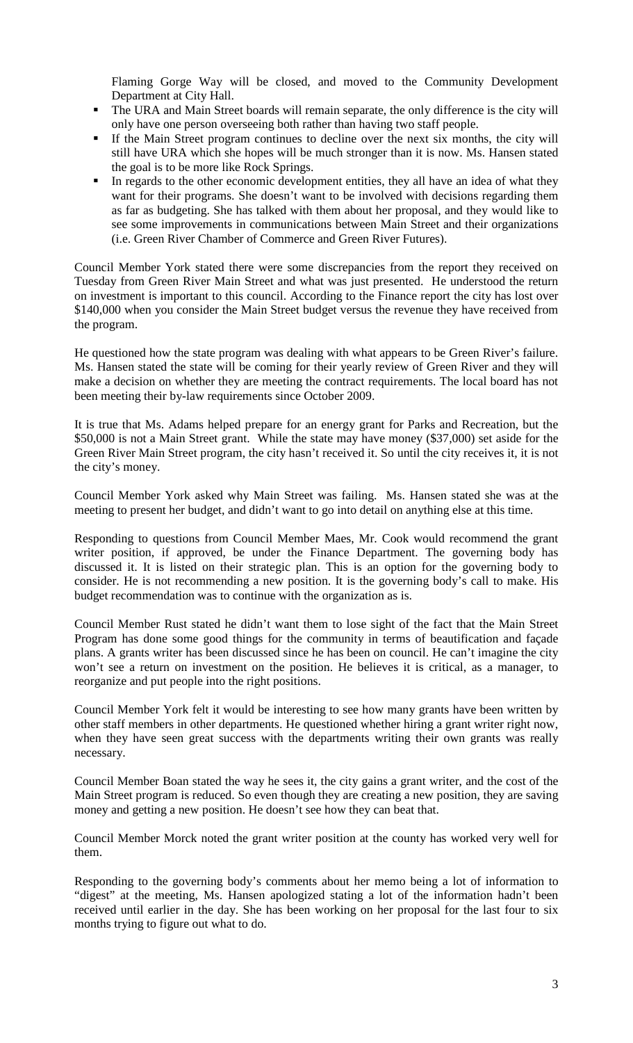Flaming Gorge Way will be closed, and moved to the Community Development Department at City Hall.

- The URA and Main Street boards will remain separate, the only difference is the city will only have one person overseeing both rather than having two staff people.
- If the Main Street program continues to decline over the next six months, the city will still have URA which she hopes will be much stronger than it is now. Ms. Hansen stated the goal is to be more like Rock Springs.
- In regards to the other economic development entities, they all have an idea of what they want for their programs. She doesn't want to be involved with decisions regarding them as far as budgeting. She has talked with them about her proposal, and they would like to see some improvements in communications between Main Street and their organizations (i.e. Green River Chamber of Commerce and Green River Futures).

Council Member York stated there were some discrepancies from the report they received on Tuesday from Green River Main Street and what was just presented. He understood the return on investment is important to this council. According to the Finance report the city has lost over $140,000 when you consider the Main Street budget versus the revenue they have received from the program.

He questioned how the state program was dealing with what appears to be Green River's failure. Ms. Hansen stated the state will be coming for their yearly review of Green River and they will make a decision on whether they are meeting the contract requirements. The local board has not been meeting their by-law requirements since October 2009.

It is true that Ms. Adams helped prepare for an energy grant for Parks and Recreation, but the $50,000 is not a Main Street grant. While the state may have money ($37,000) set aside for the Green River Main Street program, the city hasn't received it. So until the city receives it, it is not the city's money.

Council Member York asked why Main Street was failing. Ms. Hansen stated she was at the meeting to present her budget, and didn't want to go into detail on anything else at this time.

Responding to questions from Council Member Maes, Mr. Cook would recommend the grant writer position, if approved, be under the Finance Department. The governing body has discussed it. It is listed on their strategic plan. This is an option for the governing body to consider. He is not recommending a new position. It is the governing body's call to make. His budget recommendation was to continue with the organization as is.

Council Member Rust stated he didn't want them to lose sight of the fact that the Main Street Program has done some good things for the community in terms of beautification and façade plans. A grants writer has been discussed since he has been on council. He can't imagine the city won't see a return on investment on the position. He believes it is critical, as a manager, to reorganize and put people into the right positions.

Council Member York felt it would be interesting to see how many grants have been written by other staff members in other departments. He questioned whether hiring a grant writer right now, when they have seen great success with the departments writing their own grants was really necessary.

Council Member Boan stated the way he sees it, the city gains a grant writer, and the cost of the Main Street program is reduced. So even though they are creating a new position, they are saving money and getting a new position. He doesn't see how they can beat that.

Council Member Morck noted the grant writer position at the county has worked very well for them.

Responding to the governing body's comments about her memo being a lot of information to "digest" at the meeting, Ms. Hansen apologized stating a lot of the information hadn't been received until earlier in the day. She has been working on her proposal for the last four to six months trying to figure out what to do.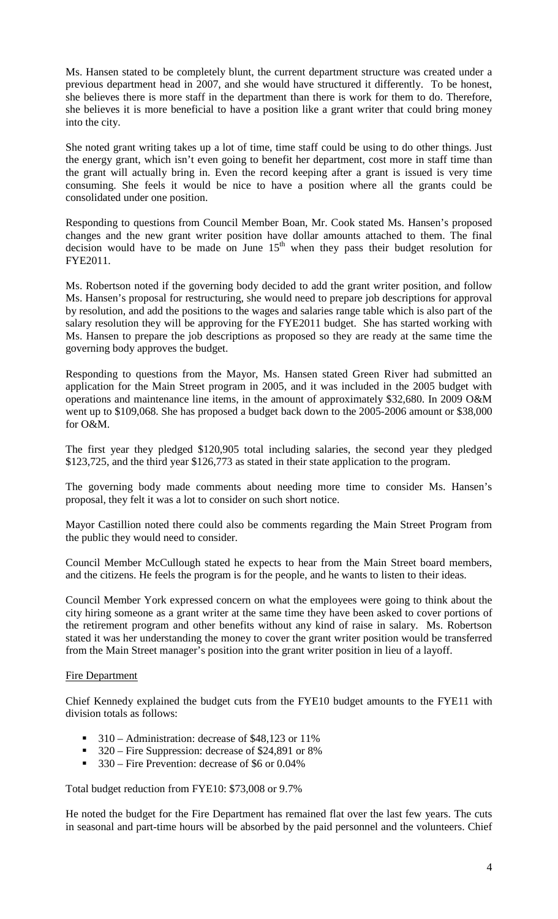Ms. Hansen stated to be completely blunt, the current department structure was created under a previous department head in 2007, and she would have structured it differently. To be honest, she believes there is more staff in the department than there is work for them to do. Therefore, she believes it is more beneficial to have a position like a grant writer that could bring money into the city.

She noted grant writing takes up a lot of time, time staff could be using to do other things. Just the energy grant, which isn't even going to benefit her department, cost more in staff time than the grant will actually bring in. Even the record keeping after a grant is issued is very time consuming. She feels it would be nice to have a position where all the grants could be consolidated under one position.

Responding to questions from Council Member Boan, Mr. Cook stated Ms. Hansen's proposed changes and the new grant writer position have dollar amounts attached to them. The final decision would have to be made on June 15th when they pass their budget resolution for FYE2011.

Ms. Robertson noted if the governing body decided to add the grant writer position, and follow Ms. Hansen's proposal for restructuring, she would need to prepare job descriptions for approval by resolution, and add the positions to the wages and salaries range table which is also part of the salary resolution they will be approving for the FYE2011 budget. She has started working with Ms. Hansen to prepare the job descriptions as proposed so they are ready at the same time the governing body approves the budget.

Responding to questions from the Mayor, Ms. Hansen stated Green River had submitted an application for the Main Street program in 2005, and it was included in the 2005 budget with operations and maintenance line items, in the amount of approximately $32,680. In 2009 O&M went up to $109,068. She has proposed a budget back down to the 2005-2006 amount or $38,000 for O&M.

The first year they pledged $120,905 total including salaries, the second year they pledged $123,725, and the third year $126,773 as stated in their state application to the program.

The governing body made comments about needing more time to consider Ms. Hansen's proposal, they felt it was a lot to consider on such short notice.

Mayor Castillion noted there could also be comments regarding the Main Street Program from the public they would need to consider.

Council Member McCullough stated he expects to hear from the Main Street board members, and the citizens. He feels the program is for the people, and he wants to listen to their ideas.

Council Member York expressed concern on what the employees were going to think about the city hiring someone as a grant writer at the same time they have been asked to cover portions of the retirement program and other benefits without any kind of raise in salary. Ms. Robertson stated it was her understanding the money to cover the grant writer position would be transferred from the Main Street manager's position into the grant writer position in lieu of a layoff.

Fire Department

Chief Kennedy explained the budget cuts from the FYE10 budget amounts to the FYE11 with division totals as follows:

- 310 – Administration: decrease of $48,123 or 11%
- 320 – Fire Suppression: decrease of $24,891 or 8%
- 330 – Fire Prevention: decrease of $6 or 0.04%

Total budget reduction from FYE10: $73,008 or 9.7%

He noted the budget for the Fire Department has remained flat over the last few years. The cuts in seasonal and part-time hours will be absorbed by the paid personnel and the volunteers. Chief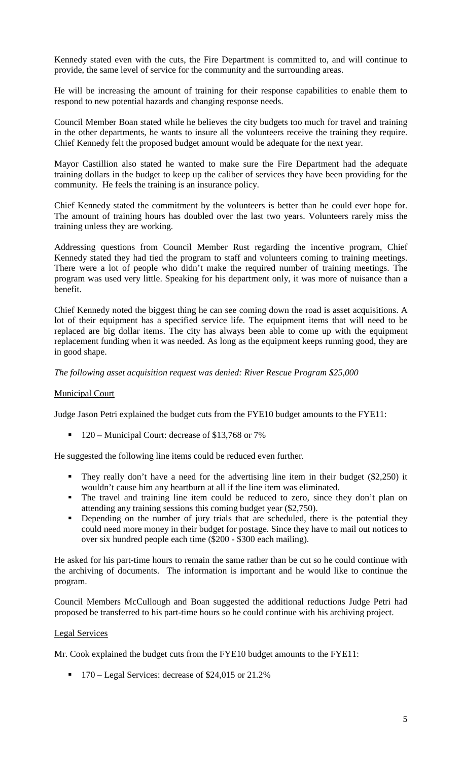Kennedy stated even with the cuts, the Fire Department is committed to, and will continue to provide, the same level of service for the community and the surrounding areas.

He will be increasing the amount of training for their response capabilities to enable them to respond to new potential hazards and changing response needs.

Council Member Boan stated while he believes the city budgets too much for travel and training in the other departments, he wants to insure all the volunteers receive the training they require. Chief Kennedy felt the proposed budget amount would be adequate for the next year.

Mayor Castillion also stated he wanted to make sure the Fire Department had the adequate training dollars in the budget to keep up the caliber of services they have been providing for the community. He feels the training is an insurance policy.

Chief Kennedy stated the commitment by the volunteers is better than he could ever hope for. The amount of training hours has doubled over the last two years. Volunteers rarely miss the training unless they are working.

Addressing questions from Council Member Rust regarding the incentive program, Chief Kennedy stated they had tied the program to staff and volunteers coming to training meetings. There were a lot of people who didn't make the required number of training meetings. The program was used very little. Speaking for his department only, it was more of nuisance than a benefit.

Chief Kennedy noted the biggest thing he can see coming down the road is asset acquisitions. A lot of their equipment has a specified service life. The equipment items that will need to be replaced are big dollar items. The city has always been able to come up with the equipment replacement funding when it was needed. As long as the equipment keeps running good, they are in good shape.

*The following asset acquisition request was denied: River Rescue Program $25,000*

Municipal Court

Judge Jason Petri explained the budget cuts from the FYE10 budget amounts to the FYE11:

- 120 – Municipal Court: decrease of $13,768 or 7%

He suggested the following line items could be reduced even further.

- They really don't have a need for the advertising line item in their budget ($2,250) it wouldn't cause him any heartburn at all if the line item was eliminated.
- The travel and training line item could be reduced to zero, since they don't plan on attending any training sessions this coming budget year ($2,750).
- Depending on the number of jury trials that are scheduled, there is the potential they could need more money in their budget for postage. Since they have to mail out notices to over six hundred people each time ($200 - $300 each mailing).

He asked for his part-time hours to remain the same rather than be cut so he could continue with the archiving of documents. The information is important and he would like to continue the program.

Council Members McCullough and Boan suggested the additional reductions Judge Petri had proposed be transferred to his part-time hours so he could continue with his archiving project.

Legal Services

Mr. Cook explained the budget cuts from the FYE10 budget amounts to the FYE11:

- 170 – Legal Services: decrease of $24,015 or 21.2%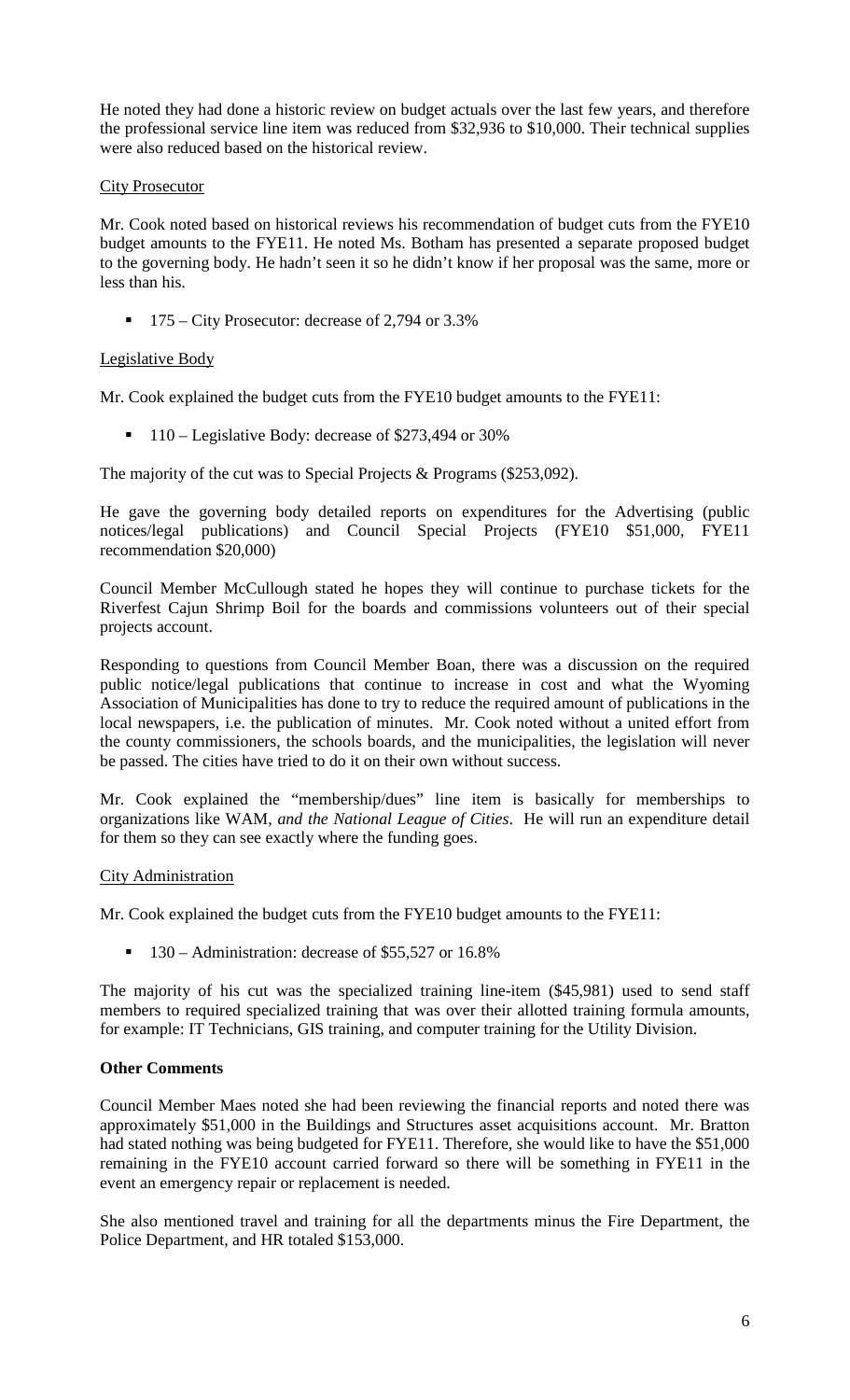He noted they had done a historic review on budget actuals over the last few years, and therefore the professional service line item was reduced from $32,936 to $10,000. Their technical supplies were also reduced based on the historical review.

City Prosecutor

Mr. Cook noted based on historical reviews his recommendation of budget cuts from the FYE10 budget amounts to the FYE11. He noted Ms. Botham has presented a separate proposed budget to the governing body. He hadn't seen it so he didn't know if her proposal was the same, more or less than his.

- 175 – City Prosecutor: decrease of 2,794 or 3.3%

Legislative Body

Mr. Cook explained the budget cuts from the FYE10 budget amounts to the FYE11:

- 110 – Legislative Body: decrease of $273,494 or 30%

The majority of the cut was to Special Projects & Programs ($253,092).

He gave the governing body detailed reports on expenditures for the Advertising (public notices/legal publications) and Council Special Projects (FYE10 $51,000, FYE11 recommendation $20,000)

Council Member McCullough stated he hopes they will continue to purchase tickets for the Riverfest Cajun Shrimp Boil for the boards and commissions volunteers out of their special projects account.

Responding to questions from Council Member Boan, there was a discussion on the required public notice/legal publications that continue to increase in cost and what the Wyoming Association of Municipalities has done to try to reduce the required amount of publications in the local newspapers, i.e. the publication of minutes. Mr. Cook noted without a united effort from the county commissioners, the schools boards, and the municipalities, the legislation will never be passed. The cities have tried to do it on their own without success.

Mr. Cook explained the "membership/dues" line item is basically for memberships to organizations like WAM, *and the National League of Cities*. He will run an expenditure detail for them so they can see exactly where the funding goes.

City Administration

Mr. Cook explained the budget cuts from the FYE10 budget amounts to the FYE11:

- 130 – Administration: decrease of $55,527 or 16.8%

The majority of his cut was the specialized training line-item ($45,981) used to send staff members to required specialized training that was over their allotted training formula amounts, for example: IT Technicians, GIS training, and computer training for the Utility Division.

**Other Comments**

Council Member Maes noted she had been reviewing the financial reports and noted there was approximately $51,000 in the Buildings and Structures asset acquisitions account. Mr. Bratton had stated nothing was being budgeted for FYE11. Therefore, she would like to have the $51,000 remaining in the FYE10 account carried forward so there will be something in FYE11 in the event an emergency repair or replacement is needed.

She also mentioned travel and training for all the departments minus the Fire Department, the Police Department, and HR totaled $153,000.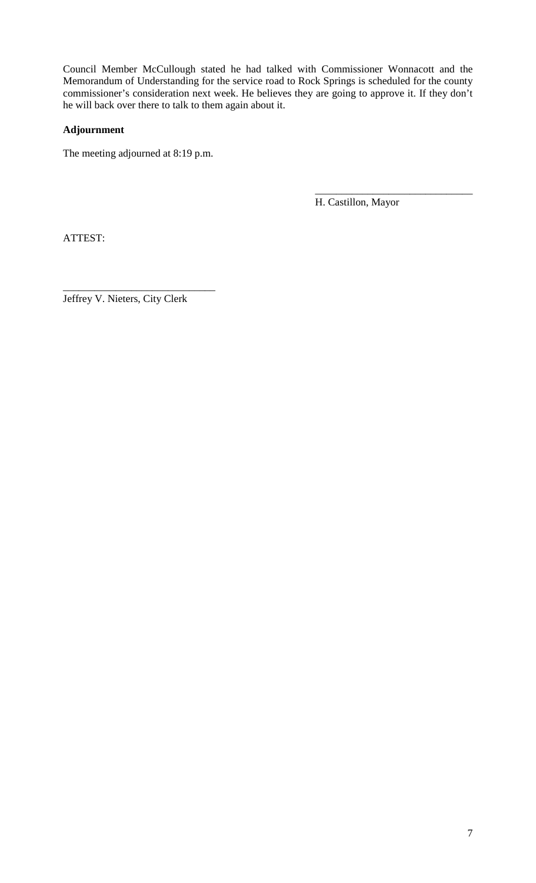Council Member McCullough stated he had talked with Commissioner Wonnacott and the Memorandum of Understanding for the service road to Rock Springs is scheduled for the county commissioner's consideration next week. He believes they are going to approve it. If they don't he will back over there to talk to them again about it.

**Adjournment**

The meeting adjourned at 8:19 p.m.

\_\_\_\_\_\_\_\_\_\_\_\_\_\_\_\_\_\_\_\_\_\_\_\_\_\_\_\_\_\_
H. Castillon, Mayor

ATTEST:

\_\_\_\_\_\_\_\_\_\_\_\_\_\_\_\_\_\_\_\_\_\_\_\_\_\_\_\_\_\_
Jeffrey V. Nieters, City Clerk